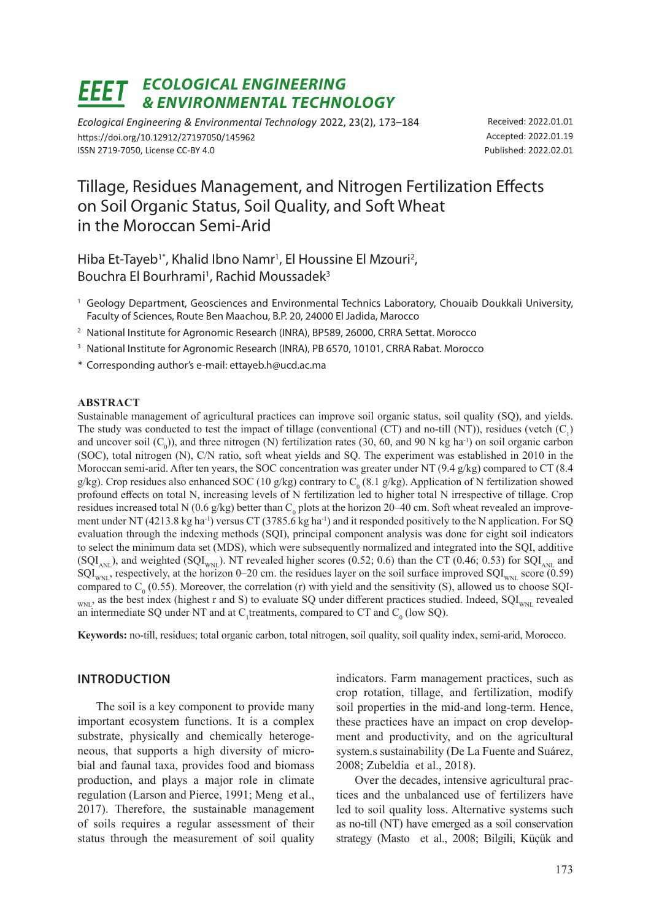# ECOLOGICAL ENGINEERING & ENVIRONMENTAL TECHNOLOGY

*Ecological Engineering & Environmental Technology* 2022, 23(2), 173–184
https://doi.org/10.12912/27197050/145962
ISSN 2719-7050, License CC-BY 4.0

Received: 2022.01.01
Accepted: 2022.01.19
Published: 2022.02.01

# Tillage, Residues Management, and Nitrogen Fertilization Effects on Soil Organic Status, Soil Quality, and Soft Wheat in the Moroccan Semi-Arid

Hiba Et-Tayeb[1*], Khalid Ibno Namr[1], El Houssine El Mzouri[2], Bouchra El Bourhrami[1], Rachid Moussadek[3]

[1] Geology Department, Geosciences and Environmental Technics Laboratory, Chouaib Doukkali University, Faculty of Sciences, Route Ben Maachou, B.P. 20, 24000 El Jadida, Marocco

[2] National Institute for Agronomic Research (INRA), BP589, 26000, CRRA Settat. Morocco

[3] National Institute for Agronomic Research (INRA), PB 6570, 10101, CRRA Rabat. Morocco

\* Corresponding author's e-mail: ettayeb.h@ucd.ac.ma

## ABSTRACT

Sustainable management of agricultural practices can improve soil organic status, soil quality (SQ), and yields. The study was conducted to test the impact of tillage (conventional (CT) and no-till (NT)), residues (vetch ($C_1$) and uncover soil ($C_0$)), and three nitrogen (N) fertilization rates (30, 60, and 90 N kg ha$^{-1}$) on soil organic carbon (SOC), total nitrogen (N), C/N ratio, soft wheat yields and SQ. The experiment was established in 2010 in the Moroccan semi-arid. After ten years, the SOC concentration was greater under NT (9.4 g/kg) compared to CT (8.4 g/kg). Crop residues also enhanced SOC (10 g/kg) contrary to $C_0$ (8.1 g/kg). Application of N fertilization showed profound effects on total N, increasing levels of N fertilization led to higher total N irrespective of tillage. Crop residues increased total N (0.6 g/kg) better than $C_0$ plots at the horizon 20–40 cm. Soft wheat revealed an improvement under NT (4213.8 kg ha$^{-1}$) versus CT (3785.6 kg ha$^{-1}$) and it responded positively to the N application. For SQ evaluation through the indexing methods (SQI), principal component analysis was done for eight soil indicators to select the minimum data set (MDS), which were subsequently normalized and integrated into the SQI, additive ($SQI_{ANL}$), and weighted ($SQI_{WNL}$). NT revealed higher scores (0.52; 0.6) than the CT (0.46; 0.53) for $SQI_{ANL}$ and $SQI_{WNL}$, respectively, at the horizon 0–20 cm. the residues layer on the soil surface improved $SQI_{WNL}$ score (0.59) compared to $C_0$ (0.55). Moreover, the correlation (r) with yield and the sensitivity (S), allowed us to choose $SQI_{WNL}$, as the best index (highest r and S) to evaluate SQ under different practices studied. Indeed, $SQI_{WNL}$ revealed an intermediate SQ under NT and at $C_1$ treatments, compared to CT and $C_0$ (low SQ).

**Keywords:** no-till, residues; total organic carbon, total nitrogen, soil quality, soil quality index, semi-arid, Morocco.

## INTRODUCTION

The soil is a key component to provide many important ecosystem functions. It is a complex substrate, physically and chemically heterogeneous, that supports a high diversity of microbial and faunal taxa, provides food and biomass production, and plays a major role in climate regulation (Larson and Pierce, 1991; Meng et al., 2017). Therefore, the sustainable management of soils requires a regular assessment of their status through the measurement of soil quality indicators. Farm management practices, such as crop rotation, tillage, and fertilization, modify soil properties in the mid-and long-term. Hence, these practices have an impact on crop development and productivity, and on the agricultural system.s sustainability (De La Fuente and Suárez, 2008; Zubeldia et al., 2018).

Over the decades, intensive agricultural practices and the unbalanced use of fertilizers have led to soil quality loss. Alternative systems such as no-till (NT) have emerged as a soil conservation strategy (Masto et al., 2008; Bilgili, Küçük and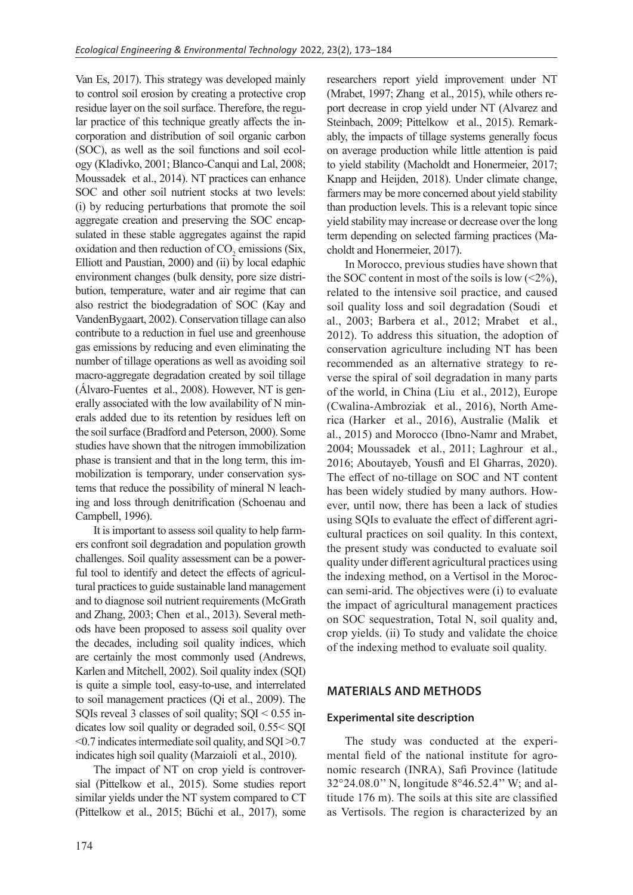Van Es, 2017). This strategy was developed mainly to control soil erosion by creating a protective crop residue layer on the soil surface. Therefore, the regular practice of this technique greatly affects the incorporation and distribution of soil organic carbon (SOC), as well as the soil functions and soil ecology (Kladivko, 2001; Blanco-Canqui and Lal, 2008; Moussadek et al., 2014). NT practices can enhance SOC and other soil nutrient stocks at two levels: (i) by reducing perturbations that promote the soil aggregate creation and preserving the SOC encapsulated in these stable aggregates against the rapid oxidation and then reduction of $CO_2$ emissions (Six, Elliott and Paustian, 2000) and (ii) by local edaphic environment changes (bulk density, pore size distribution, temperature, water and air regime that can also restrict the biodegradation of SOC (Kay and VandenBygaart, 2002). Conservation tillage can also contribute to a reduction in fuel use and greenhouse gas emissions by reducing and even eliminating the number of tillage operations as well as avoiding soil macro-aggregate degradation created by soil tillage (Álvaro-Fuentes et al., 2008). However, NT is generally associated with the low availability of N minerals added due to its retention by residues left on the soil surface (Bradford and Peterson, 2000). Some studies have shown that the nitrogen immobilization phase is transient and that in the long term, this immobilization is temporary, under conservation systems that reduce the possibility of mineral N leaching and loss through denitrification (Schoenau and Campbell, 1996).

It is important to assess soil quality to help farmers confront soil degradation and population growth challenges. Soil quality assessment can be a powerful tool to identify and detect the effects of agricultural practices to guide sustainable land management and to diagnose soil nutrient requirements (McGrath and Zhang, 2003; Chen et al., 2013). Several methods have been proposed to assess soil quality over the decades, including soil quality indices, which are certainly the most commonly used (Andrews, Karlen and Mitchell, 2002). Soil quality index (SQI) is quite a simple tool, easy-to-use, and interrelated to soil management practices (Qi et al., 2009). The SQIs reveal 3 classes of soil quality; SQI < 0.55 indicates low soil quality or degraded soil, 0.55< SQI <0.7 indicates intermediate soil quality, and SQI >0.7 indicates high soil quality (Marzaioli et al., 2010).

The impact of NT on crop yield is controversial (Pittelkow et al., 2015). Some studies report similar yields under the NT system compared to CT (Pittelkow et al., 2015; Büchi et al., 2017), some researchers report yield improvement under NT (Mrabet, 1997; Zhang et al., 2015), while others report decrease in crop yield under NT (Alvarez and Steinbach, 2009; Pittelkow et al., 2015). Remarkably, the impacts of tillage systems generally focus on average production while little attention is paid to yield stability (Macholdt and Honermeier, 2017; Knapp and Heijden, 2018). Under climate change, farmers may be more concerned about yield stability than production levels. This is a relevant topic since yield stability may increase or decrease over the long term depending on selected farming practices (Macholdt and Honermeier, 2017).

In Morocco, previous studies have shown that the SOC content in most of the soils is low (<2%), related to the intensive soil practice, and caused soil quality loss and soil degradation (Soudi et al., 2003; Barbera et al., 2012; Mrabet et al., 2012). To address this situation, the adoption of conservation agriculture including NT has been recommended as an alternative strategy to reverse the spiral of soil degradation in many parts of the world, in China (Liu et al., 2012), Europe (Cwalina-Ambroziak et al., 2016), North America (Harker et al., 2016), Australie (Malik et al., 2015) and Morocco (Ibno-Namr and Mrabet, 2004; Moussadek et al., 2011; Laghrour et al., 2016; Aboutayeb, Yousfi and El Gharras, 2020). The effect of no-tillage on SOC and NT content has been widely studied by many authors. However, until now, there has been a lack of studies using SQIs to evaluate the effect of different agricultural practices on soil quality. In this context, the present study was conducted to evaluate soil quality under different agricultural practices using the indexing method, on a Vertisol in the Moroccan semi-arid. The objectives were (i) to evaluate the impact of agricultural management practices on SOC sequestration, Total N, soil quality and, crop yields. (ii) To study and validate the choice of the indexing method to evaluate soil quality.

## MATERIALS AND METHODS

### Experimental site description

The study was conducted at the experimental field of the national institute for agronomic research (INRA), Safi Province (latitude 32°24.08.0'' N, longitude 8°46.52.4'' W; and altitude 176 m). The soils at this site are classified as Vertisols. The region is characterized by an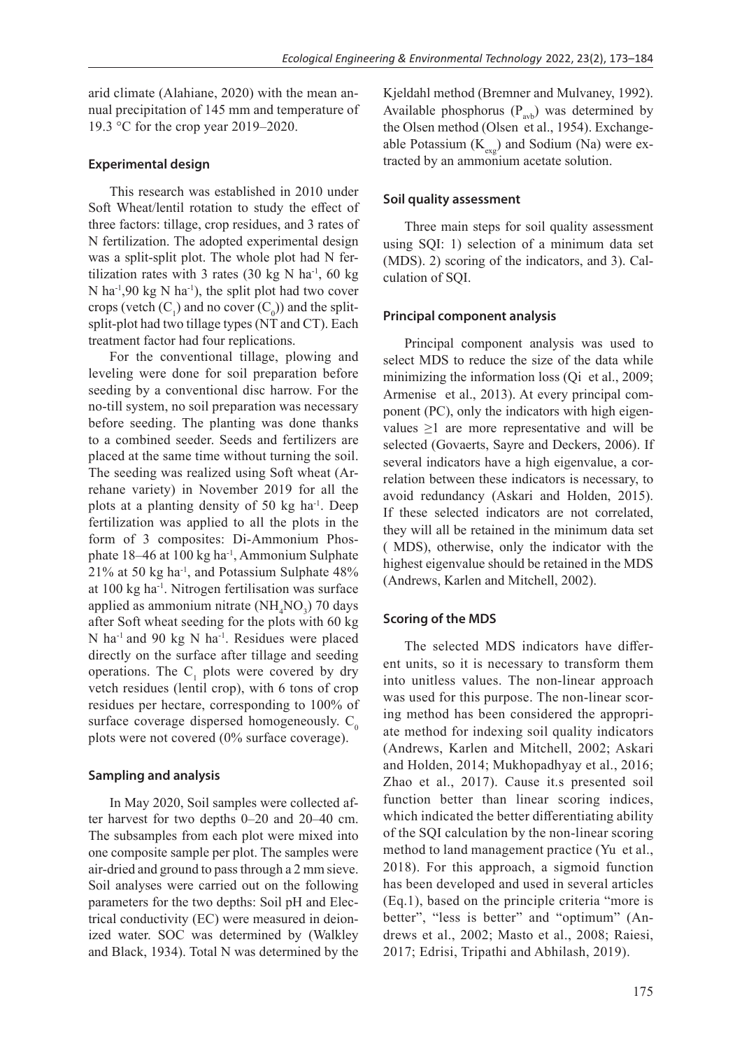arid climate (Alahiane, 2020) with the mean annual precipitation of 145 mm and temperature of 19.3 °C for the crop year 2019–2020.

## Experimental design

This research was established in 2010 under Soft Wheat/lentil rotation to study the effect of three factors: tillage, crop residues, and 3 rates of N fertilization. The adopted experimental design was a split-split plot. The whole plot had N fertilization rates with 3 rates (30 kg N ha$^{-1}$, 60 kg N ha$^{-1}$,90 kg N ha$^{-1}$), the split plot had two cover crops (vetch ($C_1$) and no cover ($C_0$)) and the split-split-plot had two tillage types (NT and CT). Each treatment factor had four replications.

For the conventional tillage, plowing and leveling were done for soil preparation before seeding by a conventional disc harrow. For the no-till system, no soil preparation was necessary before seeding. The planting was done thanks to a combined seeder. Seeds and fertilizers are placed at the same time without turning the soil. The seeding was realized using Soft wheat (Arrehane variety) in November 2019 for all the plots at a planting density of 50 kg ha$^{-1}$. Deep fertilization was applied to all the plots in the form of 3 composites: Di-Ammonium Phosphate 18–46 at 100 kg ha$^{-1}$, Ammonium Sulphate 21% at 50 kg ha$^{-1}$, and Potassium Sulphate 48% at 100 kg ha$^{-1}$. Nitrogen fertilisation was surface applied as ammonium nitrate ($NH_4NO_3$) 70 days after Soft wheat seeding for the plots with 60 kg N ha$^{-1}$ and 90 kg N ha$^{-1}$. Residues were placed directly on the surface after tillage and seeding operations. The $C_1$ plots were covered by dry vetch residues (lentil crop), with 6 tons of crop residues per hectare, corresponding to 100% of surface coverage dispersed homogeneously. $C_0$ plots were not covered (0% surface coverage).

## Sampling and analysis

In May 2020, Soil samples were collected after harvest for two depths 0–20 and 20–40 cm. The subsamples from each plot were mixed into one composite sample per plot. The samples were air-dried and ground to pass through a 2 mm sieve. Soil analyses were carried out on the following parameters for the two depths: Soil pH and Electrical conductivity (EC) were measured in deionized water. SOC was determined by (Walkley and Black, 1934). Total N was determined by the Kjeldahl method (Bremner and Mulvaney, 1992). Available phosphorus ($P_{avb}$) was determined by the Olsen method (Olsen et al., 1954). Exchangeable Potassium ($K_{exg}$) and Sodium (Na) were extracted by an ammonium acetate solution.

## Soil quality assessment

Three main steps for soil quality assessment using SQI: 1) selection of a minimum data set (MDS). 2) scoring of the indicators, and 3). Calculation of SQI.

## Principal component analysis

Principal component analysis was used to select MDS to reduce the size of the data while minimizing the information loss (Qi et al., 2009; Armenise et al., 2013). At every principal component (PC), only the indicators with high eigenvalues ≥1 are more representative and will be selected (Govaerts, Sayre and Deckers, 2006). If several indicators have a high eigenvalue, a correlation between these indicators is necessary, to avoid redundancy (Askari and Holden, 2015). If these selected indicators are not correlated, they will all be retained in the minimum data set ( MDS), otherwise, only the indicator with the highest eigenvalue should be retained in the MDS (Andrews, Karlen and Mitchell, 2002).

## Scoring of the MDS

The selected MDS indicators have different units, so it is necessary to transform them into unitless values. The non-linear approach was used for this purpose. The non-linear scoring method has been considered the appropriate method for indexing soil quality indicators (Andrews, Karlen and Mitchell, 2002; Askari and Holden, 2014; Mukhopadhyay et al., 2016; Zhao et al., 2017). Cause it.s presented soil function better than linear scoring indices, which indicated the better differentiating ability of the SQI calculation by the non-linear scoring method to land management practice (Yu et al., 2018). For this approach, a sigmoid function has been developed and used in several articles (Eq.1), based on the principle criteria "more is better", "less is better" and "optimum" (Andrews et al., 2002; Masto et al., 2008; Raiesi, 2017; Edrisi, Tripathi and Abhilash, 2019).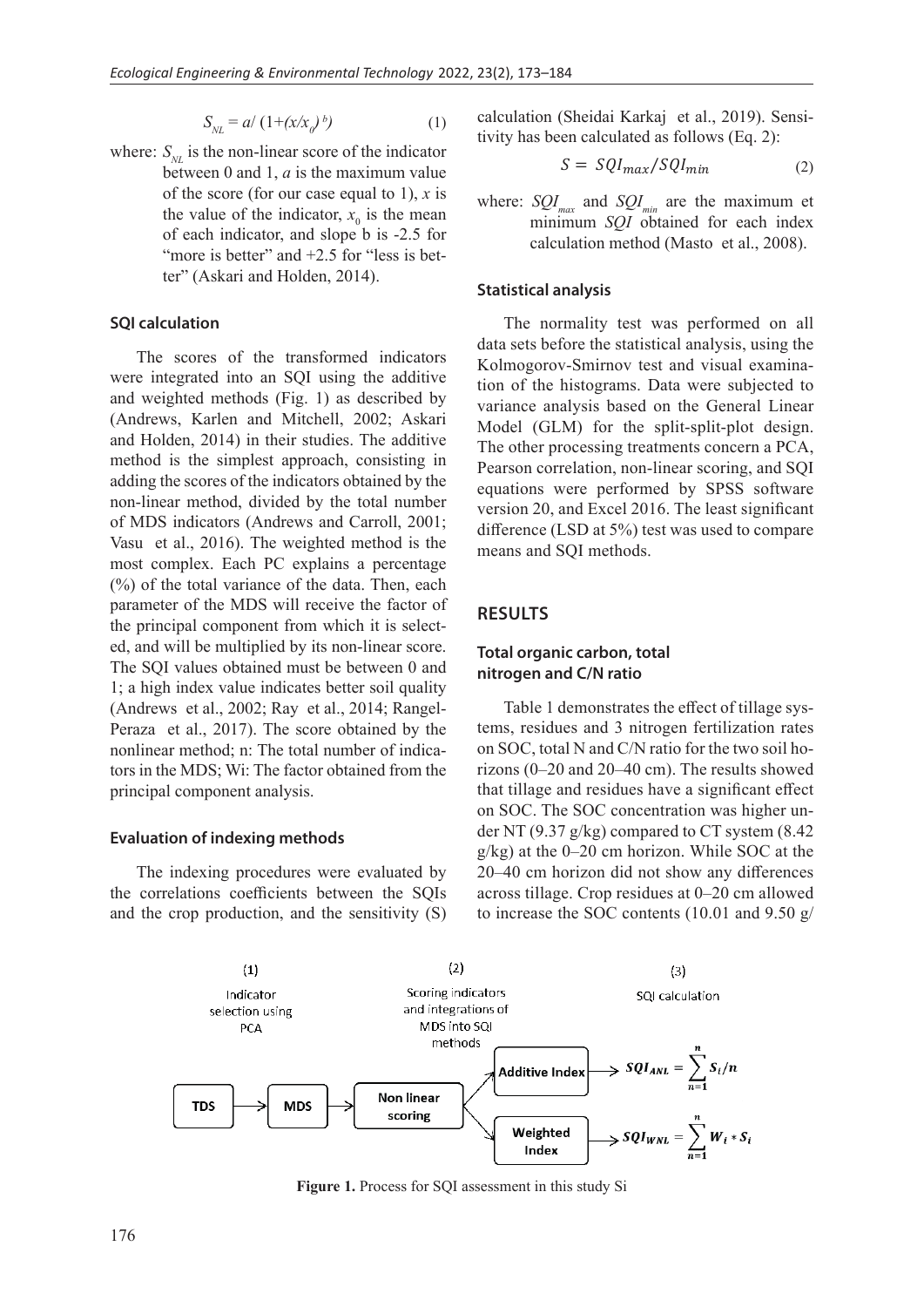$$S_{NL} = a/ (1+(x/x_0)^b) \quad (1)$$

where: $S_{NL}$ is the non-linear score of the indicator between 0 and 1, $a$ is the maximum value of the score (for our case equal to 1), $x$ is the value of the indicator, $x_0$ is the mean of each indicator, and slope b is -2.5 for "more is better" and +2.5 for "less is better" (Askari and Holden, 2014).

### SQI calculation

The scores of the transformed indicators were integrated into an SQI using the additive and weighted methods (Fig. 1) as described by (Andrews, Karlen and Mitchell, 2002; Askari and Holden, 2014) in their studies. The additive method is the simplest approach, consisting in adding the scores of the indicators obtained by the non-linear method, divided by the total number of MDS indicators (Andrews and Carroll, 2001; Vasu et al., 2016). The weighted method is the most complex. Each PC explains a percentage (%) of the total variance of the data. Then, each parameter of the MDS will receive the factor of the principal component from which it is selected, and will be multiplied by its non-linear score. The SQI values obtained must be between 0 and 1; a high index value indicates better soil quality (Andrews et al., 2002; Ray et al., 2014; Rangel-Peraza et al., 2017). The score obtained by the nonlinear method; n: The total number of indicators in the MDS; Wi: The factor obtained from the principal component analysis.

### Evaluation of indexing methods

The indexing procedures were evaluated by the correlations coefficients between the SQIs and the crop production, and the sensitivity (S) calculation (Sheidai Karkaj et al., 2019). Sensitivity has been calculated as follows (Eq. 2):

$$S = SQI_{max}/SQI_{min} \quad (2)$$

where: $SQI_{max}$ and $SQI_{min}$ are the maximum et minimum $SQI$ obtained for each index calculation method (Masto et al., 2008).

### Statistical analysis

The normality test was performed on all data sets before the statistical analysis, using the Kolmogorov-Smirnov test and visual examination of the histograms. Data were subjected to variance analysis based on the General Linear Model (GLM) for the split-split-plot design. The other processing treatments concern a PCA, Pearson correlation, non-linear scoring, and SQI equations were performed by SPSS software version 20, and Excel 2016. The least significant difference (LSD at 5%) test was used to compare means and SQI methods.

## RESULTS

### Total organic carbon, total nitrogen and C/N ratio

Table 1 demonstrates the effect of tillage systems, residues and 3 nitrogen fertilization rates on SOC, total N and C/N ratio for the two soil horizons (0–20 and 20–40 cm). The results showed that tillage and residues have a significant effect on SOC. The SOC concentration was higher under NT (9.37 g/kg) compared to CT system (8.42 g/kg) at the 0–20 cm horizon. While SOC at the 20–40 cm horizon did not show any differences across tillage. Crop residues at 0–20 cm allowed to increase the SOC contents (10.01 and 9.50 g/

(1) Indicator selection using PCA → (2) Scoring indicators and integrations of MDS into SQI methods → (3) SQI calculation

TDS → MDS → Non linear scoring → Additive Index → $SQI_{ANL} = \sum_{n=1}^{n} S_i/n$

Non linear scoring → Weighted Index → $SQI_{WNL} = \sum_{n=1}^{n} W_i * S_i$

**Figure 1.** Process for SQI assessment in this study Si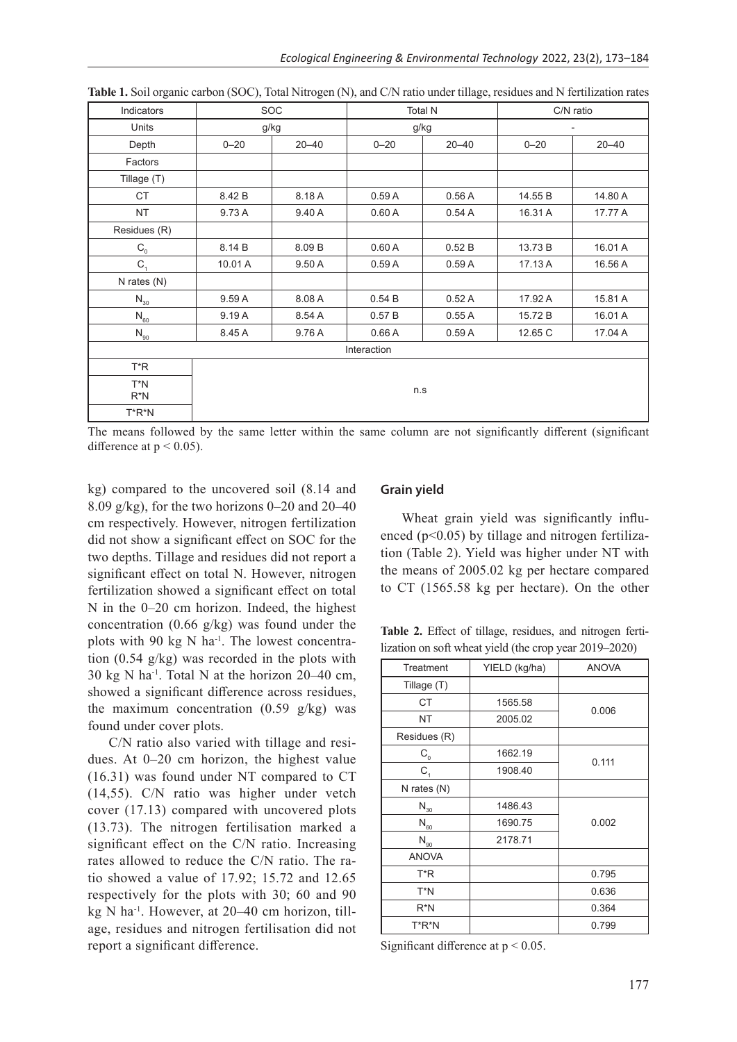**Table 1.** Soil organic carbon (SOC), Total Nitrogen (N), and C/N ratio under tillage, residues and N fertilization rates

| Indicators | SOC | | Total N | | C/N ratio | |
|---|---|---|---|---|---|---|
| Units | g/kg | | g/kg | | - | |
| Depth | 0–20 | 20–40 | 0–20 | 20–40 | 0–20 | 20–40 |
| Factors | | | | | | |
| Tillage (T) | | | | | | |
| CT | 8.42 B | 8.18 A | 0.59 A | 0.56 A | 14.55 B | 14.80 A |
| NT | 9.73 A | 9.40 A | 0.60 A | 0.54 A | 16.31 A | 17.77 A |
| Residues (R) | | | | | | |
| $C_0$ | 8.14 B | 8.09 B | 0.60 A | 0.52 B | 13.73 B | 16.01 A |
| $C_1$ | 10.01 A | 9.50 A | 0.59 A | 0.59 A | 17.13 A | 16.56 A |
| N rates (N) | | | | | | |
| $N_{30}$ | 9.59 A | 8.08 A | 0.54 B | 0.52 A | 17.92 A | 15.81 A |
| $N_{60}$ | 9.19 A | 8.54 A | 0.57 B | 0.55 A | 15.72 B | 16.01 A |
| $N_{90}$ | 8.45 A | 9.76 A | 0.66 A | 0.59 A | 12.65 C | 17.04 A |
| Interaction | | | | | | |
| T*R | n.s | | | | | |
| T*N R*N | | | | | | |
| T*R*N | | | | | | |

The means followed by the same letter within the same column are not significantly different (significant difference at $p < 0.05$).

kg) compared to the uncovered soil (8.14 and 8.09 g/kg), for the two horizons 0–20 and 20–40 cm respectively. However, nitrogen fertilization did not show a significant effect on SOC for the two depths. Tillage and residues did not report a significant effect on total N. However, nitrogen fertilization showed a significant effect on total N in the 0–20 cm horizon. Indeed, the highest concentration (0.66 g/kg) was found under the plots with 90 kg N ha$^{-1}$. The lowest concentration (0.54 g/kg) was recorded in the plots with 30 kg N ha$^{-1}$. Total N at the horizon 20–40 cm, showed a significant difference across residues, the maximum concentration (0.59 g/kg) was found under cover plots.

C/N ratio also varied with tillage and residues. At 0–20 cm horizon, the highest value (16.31) was found under NT compared to CT (14,55). C/N ratio was higher under vetch cover (17.13) compared with uncovered plots (13.73). The nitrogen fertilisation marked a significant effect on the C/N ratio. Increasing rates allowed to reduce the C/N ratio. The ratio showed a value of 17.92; 15.72 and 12.65 respectively for the plots with 30; 60 and 90 kg N ha$^{-1}$. However, at 20–40 cm horizon, tillage, residues and nitrogen fertilisation did not report a significant difference.

### Grain yield

Wheat grain yield was significantly influenced ($p<0.05$) by tillage and nitrogen fertilization (Table 2). Yield was higher under NT with the means of 2005.02 kg per hectare compared to CT (1565.58 kg per hectare). On the other

**Table 2.** Effect of tillage, residues, and nitrogen fertilization on soft wheat yield (the crop year 2019–2020)

| Treatment | YIELD (kg/ha) | ANOVA |
|---|---|---|
| Tillage (T) | | |
| CT | 1565.58 | 0.006 |
| NT | 2005.02 | |
| Residues (R) | | |
| $C_0$ | 1662.19 | 0.111 |
| $C_1$ | 1908.40 | |
| N rates (N) | | |
| $N_{30}$ | 1486.43 | 0.002 |
| $N_{60}$ | 1690.75 | |
| $N_{90}$ | 2178.71 | |
| ANOVA | | |
| T*R | | 0.795 |
| T*N | | 0.636 |
| R*N | | 0.364 |
| T*R*N | | 0.799 |

Significant difference at $p < 0.05$.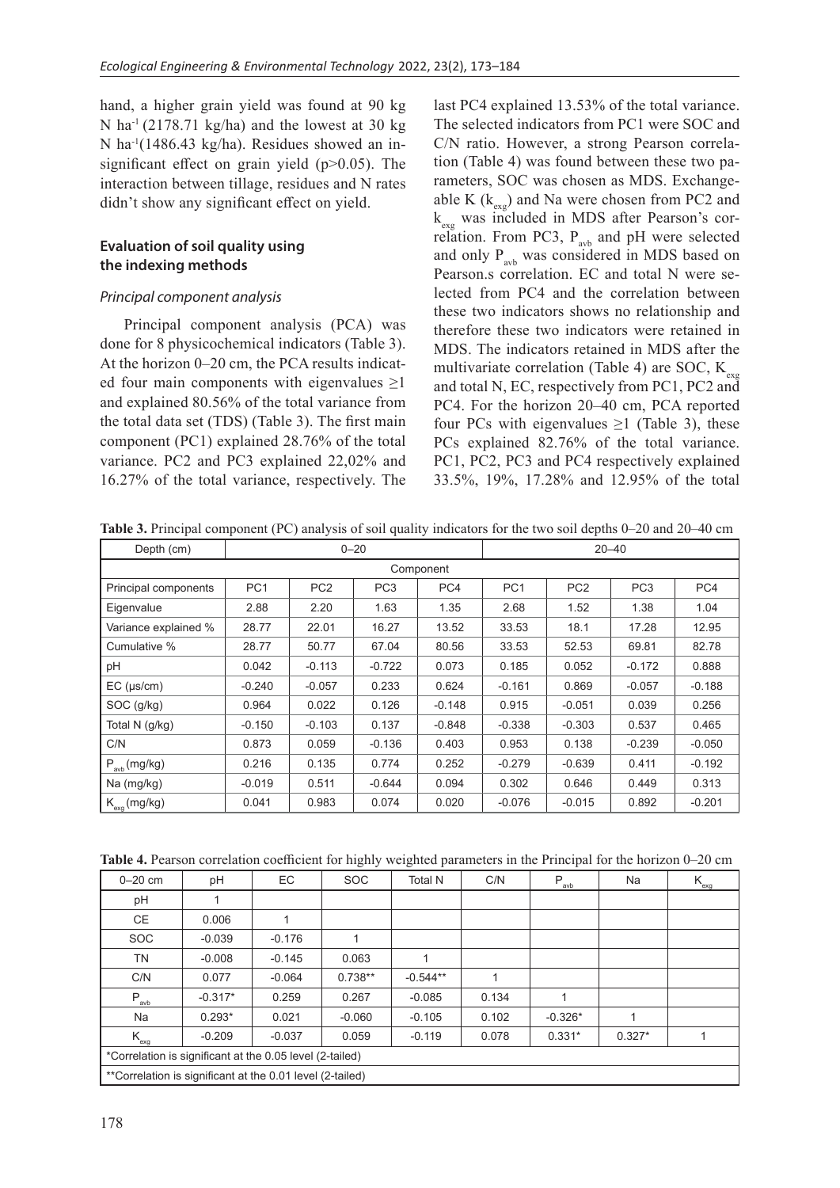hand, a higher grain yield was found at 90 kg N $ha^{-1}$ (2178.71 kg/ha) and the lowest at 30 kg N $ha^{-1}$(1486.43 kg/ha). Residues showed an insignificant effect on grain yield ($p>0.05$). The interaction between tillage, residues and N rates didn't show any significant effect on yield.

### Evaluation of soil quality using the indexing methods

#### *Principal component analysis*

Principal component analysis (PCA) was done for 8 physicochemical indicators (Table 3). At the horizon 0–20 cm, the PCA results indicated four main components with eigenvalues ≥1 and explained 80.56% of the total variance from the total data set (TDS) (Table 3). The first main component (PC1) explained 28.76% of the total variance. PC2 and PC3 explained 22,02% and 16.27% of the total variance, respectively. The last PC4 explained 13.53% of the total variance. The selected indicators from PC1 were SOC and C/N ratio. However, a strong Pearson correlation (Table 4) was found between these two parameters, SOC was chosen as MDS. Exchangeable K ($k_{exg}$) and Na were chosen from PC2 and $k_{exg}$ was included in MDS after Pearson's correlation. From PC3, $P_{avb}$ and pH were selected and only $P_{avb}$ was considered in MDS based on Pearson.s correlation. EC and total N were selected from PC4 and the correlation between these two indicators shows no relationship and therefore these two indicators were retained in MDS. The indicators retained in MDS after the multivariate correlation (Table 4) are SOC, $K_{exg}$ and total N, EC, respectively from PC1, PC2 and PC4. For the horizon 20–40 cm, PCA reported four PCs with eigenvalues ≥1 (Table 3), these PCs explained 82.76% of the total variance. PC1, PC2, PC3 and PC4 respectively explained 33.5%, 19%, 17.28% and 12.95% of the total

**Table 3.** Principal component (PC) analysis of soil quality indicators for the two soil depths 0–20 and 20–40 cm

| Depth (cm) | 0–20 | | | | 20–40 | | | |
|---|---|---|---|---|---|---|---|---|
| | Component | | | | | | | |
| Principal components | PC1 | PC2 | PC3 | PC4 | PC1 | PC2 | PC3 | PC4 |
| Eigenvalue | 2.88 | 2.20 | 1.63 | 1.35 | 2.68 | 1.52 | 1.38 | 1.04 |
| Variance explained % | 28.77 | 22.01 | 16.27 | 13.52 | 33.53 | 18.1 | 17.28 | 12.95 |
| Cumulative % | 28.77 | 50.77 | 67.04 | 80.56 | 33.53 | 52.53 | 69.81 | 82.78 |
| pH | 0.042 | -0.113 | -0.722 | 0.073 | 0.185 | 0.052 | -0.172 | 0.888 |
| EC (µs/cm) | -0.240 | -0.057 | 0.233 | 0.624 | -0.161 | 0.869 | -0.057 | -0.188 |
| SOC (g/kg) | 0.964 | 0.022 | 0.126 | -0.148 | 0.915 | -0.051 | 0.039 | 0.256 |
| Total N (g/kg) | -0.150 | -0.103 | 0.137 | -0.848 | -0.338 | -0.303 | 0.537 | 0.465 |
| C/N | 0.873 | 0.059 | -0.136 | 0.403 | 0.953 | 0.138 | -0.239 | -0.050 |
| $P_{avb}$ (mg/kg) | 0.216 | 0.135 | 0.774 | 0.252 | -0.279 | -0.639 | 0.411 | -0.192 |
| Na (mg/kg) | -0.019 | 0.511 | -0.644 | 0.094 | 0.302 | 0.646 | 0.449 | 0.313 |
| $K_{exg}$ (mg/kg) | 0.041 | 0.983 | 0.074 | 0.020 | -0.076 | -0.015 | 0.892 | -0.201 |

**Table 4.** Pearson correlation coefficient for highly weighted parameters in the Principal for the horizon 0–20 cm

| 0–20 cm | pH | EC | SOC | Total N | C/N | $P_{avb}$ | Na | $K_{exg}$ |
|---|---|---|---|---|---|---|---|---|
| pH | 1 | | | | | | | |
| CE | 0.006 | 1 | | | | | | |
| SOC | -0.039 | -0.176 | 1 | | | | | |
| TN | -0.008 | -0.145 | 0.063 | 1 | | | | |
| C/N | 0.077 | -0.064 | 0.738** | -0.544** | 1 | | | |
| $P_{avb}$ | -0.317* | 0.259 | 0.267 | -0.085 | 0.134 | 1 | | |
| Na | 0.293* | 0.021 | -0.060 | -0.105 | 0.102 | -0.326* | 1 | |
| $K_{exg}$ | -0.209 | -0.037 | 0.059 | -0.119 | 0.078 | 0.331* | 0.327* | 1 |
| *Correlation is significant at the 0.05 level (2-tailed) | | | | | | | | |
| **Correlation is significant at the 0.01 level (2-tailed) | | | | | | | | |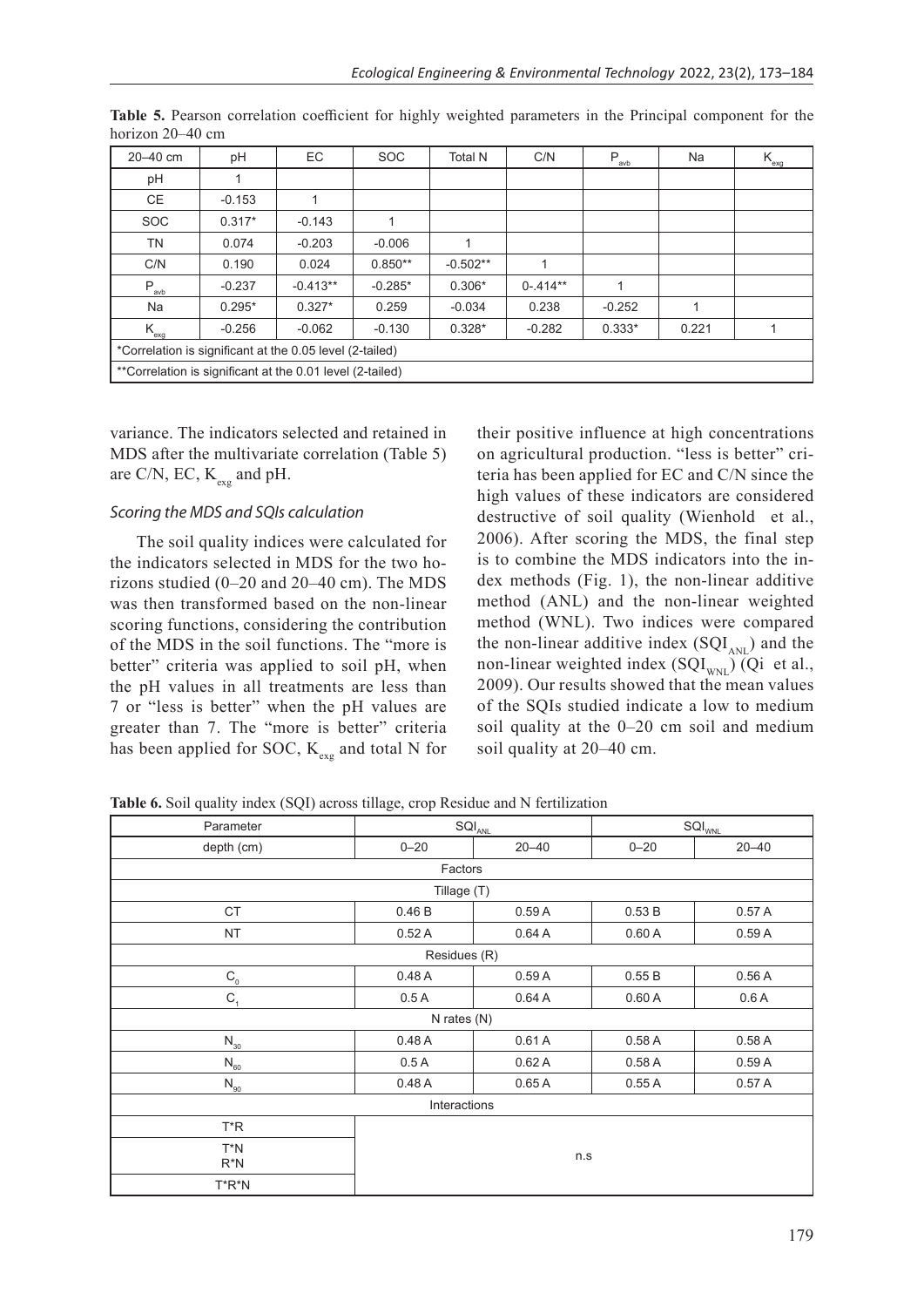**Table 5.** Pearson correlation coefficient for highly weighted parameters in the Principal component for the horizon 20–40 cm

| 20–40 cm | pH | EC | SOC | Total N | C/N | $P_{avb}$ | Na | $K_{exg}$ |
|---|---|---|---|---|---|---|---|---|
| pH | 1 | | | | | | | |
| CE | -0.153 | 1 | | | | | | |
| SOC | 0.317* | -0.143 | 1 | | | | | |
| TN | 0.074 | -0.203 | -0.006 | 1 | | | | |
| C/N | 0.190 | 0.024 | 0.850** | -0.502** | 1 | | | |
| $P_{avb}$ | -0.237 | -0.413** | -0.285* | 0.306* | 0-.414** | 1 | | |
| Na | 0.295* | 0.327* | 0.259 | -0.034 | 0.238 | -0.252 | 1 | |
| $K_{exg}$ | -0.256 | -0.062 | -0.130 | 0.328* | -0.282 | 0.333* | 0.221 | 1 |
| *Correlation is significant at the 0.05 level (2-tailed) | | | | | | | | |
| **Correlation is significant at the 0.01 level (2-tailed) | | | | | | | | |

variance. The indicators selected and retained in MDS after the multivariate correlation (Table 5) are C/N, EC, $K_{exg}$ and pH.

### *Scoring the MDS and SQIs calculation*

The soil quality indices were calculated for the indicators selected in MDS for the two horizons studied (0–20 and 20–40 cm). The MDS was then transformed based on the non-linear scoring functions, considering the contribution of the MDS in the soil functions. The "more is better" criteria was applied to soil pH, when the pH values in all treatments are less than 7 or "less is better" when the pH values are greater than 7. The "more is better" criteria has been applied for SOC, $K_{exg}$ and total N for their positive influence at high concentrations on agricultural production. "less is better" criteria has been applied for EC and C/N since the high values of these indicators are considered destructive of soil quality (Wienhold et al., 2006). After scoring the MDS, the final step is to combine the MDS indicators into the index methods (Fig. 1), the non-linear additive method (ANL) and the non-linear weighted method (WNL). Two indices were compared the non-linear additive index ($SQI_{ANL}$) and the non-linear weighted index ($SQI_{WNL}$) (Qi et al., 2009). Our results showed that the mean values of the SQIs studied indicate a low to medium soil quality at the 0–20 cm soil and medium soil quality at 20–40 cm.

**Table 6.** Soil quality index (SQI) across tillage, crop Residue and N fertilization

| Parameter | $SQI_{ANL}$ | | $SQI_{WNL}$ | |
|---|---|---|---|---|
| depth (cm) | 0–20 | 20–40 | 0–20 | 20–40 |
| Factors | | | | |
| Tillage (T) | | | | |
| CT | 0.46 B | 0.59 A | 0.53 B | 0.57 A |
| NT | 0.52 A | 0.64 A | 0.60 A | 0.59 A |
| Residues (R) | | | | |
| $C_0$ | 0.48 A | 0.59 A | 0.55 B | 0.56 A |
| $C_1$ | 0.5 A | 0.64 A | 0.60 A | 0.6 A |
| N rates (N) | | | | |
| $N_{30}$ | 0.48 A | 0.61 A | 0.58 A | 0.58 A |
| $N_{60}$ | 0.5 A | 0.62 A | 0.58 A | 0.59 A |
| $N_{90}$ | 0.48 A | 0.65 A | 0.55 A | 0.57 A |
| Interactions | | | | |
| T*R | n.s | | | |
| T*N<br>R*N | n.s | | | |
| T*R*N | n.s | | | |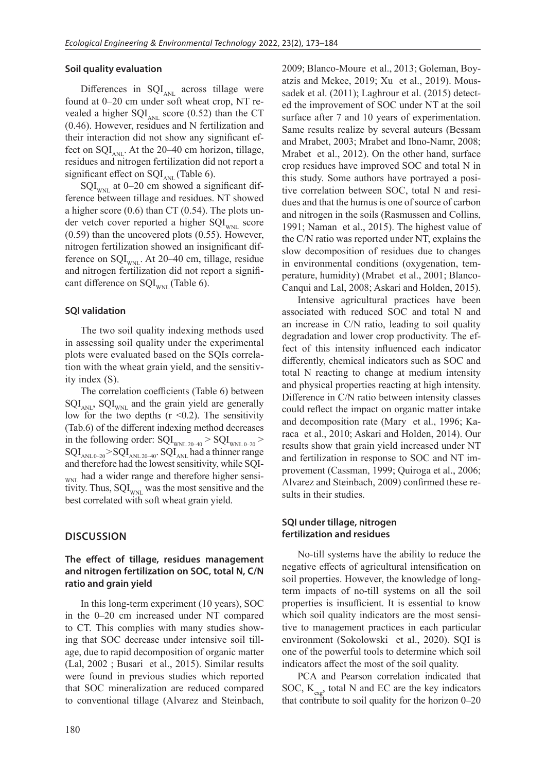### Soil quality evaluation

Differences in $SQI_{ANL}$ across tillage were found at 0–20 cm under soft wheat crop, NT revealed a higher $SQI_{ANL}$ score (0.52) than the CT (0.46). However, residues and N fertilization and their interaction did not show any significant effect on $SQI_{ANL}$. At the 20–40 cm horizon, tillage, residues and nitrogen fertilization did not report a significant effect on $SQI_{ANL}$ (Table 6).

$SQI_{WNL}$ at 0–20 cm showed a significant difference between tillage and residues. NT showed a higher score (0.6) than CT (0.54). The plots under vetch cover reported a higher $SQI_{WNL}$ score (0.59) than the uncovered plots (0.55). However, nitrogen fertilization showed an insignificant difference on $SQI_{WNL}$. At 20–40 cm, tillage, residue and nitrogen fertilization did not report a significant difference on $SQI_{WNL}$ (Table 6).

### SQI validation

The two soil quality indexing methods used in assessing soil quality under the experimental plots were evaluated based on the SQIs correlation with the wheat grain yield, and the sensitivity index (S).

The correlation coefficients (Table 6) between $SQI_{ANL}$, $SQI_{WNL}$ and the grain yield are generally low for the two depths ($r < 0.2$). The sensitivity (Tab.6) of the different indexing method decreases in the following order: $SQI_{WNL\ 20-40} > SQI_{WNL\ 0-20} > SQI_{ANL\ 0-20} > SQI_{ANL\ 20-40}$. $SQI_{ANL}$ had a thinner range and therefore had the lowest sensitivity, while $SQI_{WNL}$ had a wider range and therefore higher sensitivity. Thus, $SQI_{WNL}$ was the most sensitive and the best correlated with soft wheat grain yield.

## DISCUSSION

### The effect of tillage, residues management and nitrogen fertilization on SOC, total N, C/N ratio and grain yield

In this long-term experiment (10 years), SOC in the 0–20 cm increased under NT compared to CT. This complies with many studies showing that SOC decrease under intensive soil tillage, due to rapid decomposition of organic matter (Lal, 2002 ; Busari et al., 2015). Similar results were found in previous studies which reported that SOC mineralization are reduced compared to conventional tillage (Alvarez and Steinbach, 2009; Blanco-Moure et al., 2013; Goleman, Boyatzis and Mckee, 2019; Xu et al., 2019). Moussadek et al. (2011); Laghrour et al. (2015) detected the improvement of SOC under NT at the soil surface after 7 and 10 years of experimentation. Same results realize by several auteurs (Bessam and Mrabet, 2003; Mrabet and Ibno-Namr, 2008; Mrabet et al., 2012). On the other hand, surface crop residues have improved SOC and total N in this study. Some authors have portrayed a positive correlation between SOC, total N and residues and that the humus is one of source of carbon and nitrogen in the soils (Rasmussen and Collins, 1991; Naman et al., 2015). The highest value of the C/N ratio was reported under NT, explains the slow decomposition of residues due to changes in environmental conditions (oxygenation, temperature, humidity) (Mrabet et al., 2001; Blanco-Canqui and Lal, 2008; Askari and Holden, 2015).

Intensive agricultural practices have been associated with reduced SOC and total N and an increase in C/N ratio, leading to soil quality degradation and lower crop productivity. The effect of this intensity influenced each indicator differently, chemical indicators such as SOC and total N reacting to change at medium intensity and physical properties reacting at high intensity. Difference in C/N ratio between intensity classes could reflect the impact on organic matter intake and decomposition rate (Mary et al., 1996; Karaca et al., 2010; Askari and Holden, 2014). Our results show that grain yield increased under NT and fertilization in response to SOC and NT improvement (Cassman, 1999; Quiroga et al., 2006; Alvarez and Steinbach, 2009) confirmed these results in their studies.

### SQI under tillage, nitrogen fertilization and residues

No-till systems have the ability to reduce the negative effects of agricultural intensification on soil properties. However, the knowledge of long-term impacts of no-till systems on all the soil properties is insufficient. It is essential to know which soil quality indicators are the most sensitive to management practices in each particular environment (Sokolowski et al., 2020). SQI is one of the powerful tools to determine which soil indicators affect the most of the soil quality.

PCA and Pearson correlation indicated that SOC, $K_{exg}$, total N and EC are the key indicators that contribute to soil quality for the horizon 0–20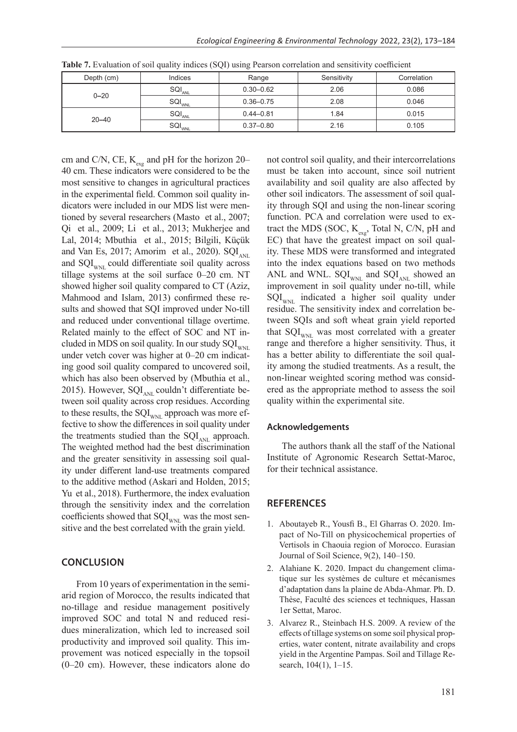**Table 7.** Evaluation of soil quality indices (SQI) using Pearson correlation and sensitivity coefficient

| Depth (cm) | Indices | Range | Sensitivity | Correlation |
|---|---|---|---|---|
| 0–20 | $SQI_{ANL}$ | 0.30–0.62 | 2.06 | 0.086 |
| | $SQI_{WNL}$ | 0.36–0.75 | 2.08 | 0.046 |
| 20–40 | $SQI_{ANL}$ | 0.44–0.81 | 1.84 | 0.015 |
| | $SQI_{WNL}$ | 0.37–0.80 | 2.16 | 0.105 |

cm and C/N, CE, $K_{exg}$ and pH for the horizon 20–40 cm. These indicators were considered to be the most sensitive to changes in agricultural practices in the experimental field. Common soil quality indicators were included in our MDS list were mentioned by several researchers (Masto et al., 2007; Qi et al., 2009; Li et al., 2013; Mukherjee and Lal, 2014; Mbuthia et al., 2015; Bilgili, Küçük and Van Es, 2017; Amorim et al., 2020). $SQI_{ANL}$ and $SQI_{WNL}$ could differentiate soil quality across tillage systems at the soil surface 0–20 cm. NT showed higher soil quality compared to CT (Aziz, Mahmood and Islam, 2013) confirmed these results and showed that SQI improved under No-till and reduced under conventional tillage overtime. Related mainly to the effect of SOC and NT included in MDS on soil quality. In our study $SQI_{WNL}$ under vetch cover was higher at 0–20 cm indicating good soil quality compared to uncovered soil, which has also been observed by (Mbuthia et al., 2015). However, $SQI_{ANL}$ couldn't differentiate between soil quality across crop residues. According to these results, the $SQI_{WNL}$ approach was more effective to show the differences in soil quality under the treatments studied than the $SQI_{ANL}$ approach. The weighted method had the best discrimination and the greater sensitivity in assessing soil quality under different land-use treatments compared to the additive method (Askari and Holden, 2015; Yu et al., 2018). Furthermore, the index evaluation through the sensitivity index and the correlation coefficients showed that $SQI_{WNL}$ was the most sensitive and the best correlated with the grain yield.

## CONCLUSION

From 10 years of experimentation in the semi-arid region of Morocco, the results indicated that no-tillage and residue management positively improved SOC and total N and reduced residues mineralization, which led to increased soil productivity and improved soil quality. This improvement was noticed especially in the topsoil (0–20 cm). However, these indicators alone do not control soil quality, and their intercorrelations must be taken into account, since soil nutrient availability and soil quality are also affected by other soil indicators. The assessment of soil quality through SQI and using the non-linear scoring function. PCA and correlation were used to extract the MDS (SOC, $K_{exg}$, Total N, C/N, pH and EC) that have the greatest impact on soil quality. These MDS were transformed and integrated into the index equations based on two methods ANL and WNL. $SQI_{WNL}$ and $SQI_{ANL}$ showed an improvement in soil quality under no-till, while $SQI_{WNL}$ indicated a higher soil quality under residue. The sensitivity index and correlation between SQIs and soft wheat grain yield reported that $SQI_{WNL}$ was most correlated with a greater range and therefore a higher sensitivity. Thus, it has a better ability to differentiate the soil quality among the studied treatments. As a result, the non-linear weighted scoring method was considered as the appropriate method to assess the soil quality within the experimental site.

### Acknowledgements

The authors thank all the staff of the National Institute of Agronomic Research Settat-Maroc, for their technical assistance.

## REFERENCES

1. Aboutayeb R., Yousfi B., El Gharras O. 2020. Impact of No-Till on physicochemical properties of Vertisols in Chaouia region of Morocco. Eurasian Journal of Soil Science, 9(2), 140–150.
2. Alahiane K. 2020. Impact du changement climatique sur les systèmes de culture et mécanismes d'adaptation dans la plaine de Abda-Ahmar. Ph. D. Thèse, Faculté des sciences et techniques, Hassan 1er Settat, Maroc.
3. Alvarez R., Steinbach H.S. 2009. A review of the effects of tillage systems on some soil physical properties, water content, nitrate availability and crops yield in the Argentine Pampas. Soil and Tillage Research, 104(1), 1–15.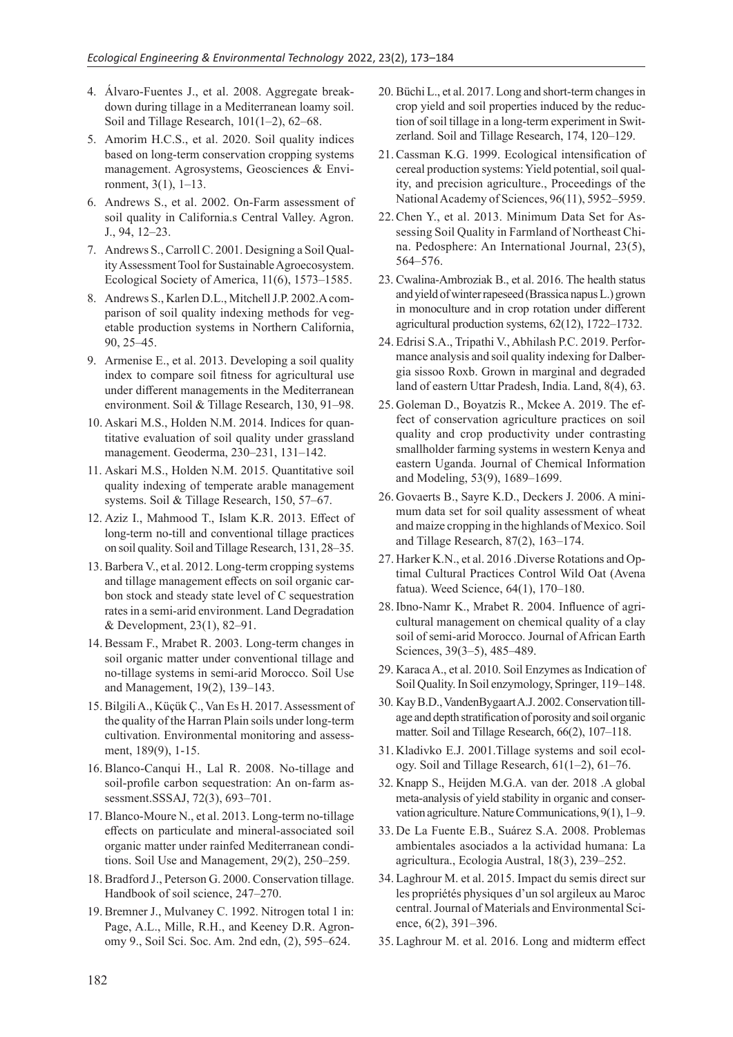4. Álvaro-Fuentes J., et al. 2008. Aggregate breakdown during tillage in a Mediterranean loamy soil. Soil and Tillage Research, 101(1–2), 62–68.
5. Amorim H.C.S., et al. 2020. Soil quality indices based on long-term conservation cropping systems management. Agrosystems, Geosciences & Environment, 3(1), 1–13.
6. Andrews S., et al. 2002. On-Farm assessment of soil quality in California.s Central Valley. Agron. J., 94, 12–23.
7. Andrews S., Carroll C. 2001. Designing a Soil Quality Assessment Tool for Sustainable Agroecosystem. Ecological Society of America, 11(6), 1573–1585.
8. Andrews S., Karlen D.L., Mitchell J.P. 2002.A comparison of soil quality indexing methods for vegetable production systems in Northern California, 90, 25–45.
9. Armenise E., et al. 2013. Developing a soil quality index to compare soil fitness for agricultural use under different managements in the Mediterranean environment. Soil & Tillage Research, 130, 91–98.
10. Askari M.S., Holden N.M. 2014. Indices for quantitative evaluation of soil quality under grassland management. Geoderma, 230–231, 131–142.
11. Askari M.S., Holden N.M. 2015. Quantitative soil quality indexing of temperate arable management systems. Soil & Tillage Research, 150, 57–67.
12. Aziz I., Mahmood T., Islam K.R. 2013. Effect of long-term no-till and conventional tillage practices on soil quality. Soil and Tillage Research, 131, 28–35.
13. Barbera V., et al. 2012. Long-term cropping systems and tillage management effects on soil organic carbon stock and steady state level of C sequestration rates in a semi-arid environment. Land Degradation & Development, 23(1), 82–91.
14. Bessam F., Mrabet R. 2003. Long-term changes in soil organic matter under conventional tillage and no-tillage systems in semi-arid Morocco. Soil Use and Management, 19(2), 139–143.
15. Bilgili A., Küçük Ç., Van Es H. 2017. Assessment of the quality of the Harran Plain soils under long-term cultivation. Environmental monitoring and assessment, 189(9), 1-15.
16. Blanco-Canqui H., Lal R. 2008. No-tillage and soil-profile carbon sequestration: An on-farm assessment.SSSAJ, 72(3), 693–701.
17. Blanco-Moure N., et al. 2013. Long-term no-tillage effects on particulate and mineral-associated soil organic matter under rainfed Mediterranean conditions. Soil Use and Management, 29(2), 250–259.
18. Bradford J., Peterson G. 2000. Conservation tillage. Handbook of soil science, 247–270.
19. Bremner J., Mulvaney C. 1992. Nitrogen total 1 in: Page, A.L., Mille, R.H., and Keeney D.R. Agronomy 9., Soil Sci. Soc. Am. 2nd edn, (2), 595–624.
20. Büchi L., et al. 2017. Long and short-term changes in crop yield and soil properties induced by the reduction of soil tillage in a long-term experiment in Switzerland. Soil and Tillage Research, 174, 120–129.
21. Cassman K.G. 1999. Ecological intensification of cereal production systems: Yield potential, soil quality, and precision agriculture., Proceedings of the National Academy of Sciences, 96(11), 5952–5959.
22. Chen Y., et al. 2013. Minimum Data Set for Assessing Soil Quality in Farmland of Northeast China. Pedosphere: An International Journal, 23(5), 564–576.
23. Cwalina-Ambroziak B., et al. 2016. The health status and yield of winter rapeseed (Brassica napus L.) grown in monoculture and in crop rotation under different agricultural production systems, 62(12), 1722–1732.
24. Edrisi S.A., Tripathi V., Abhilash P.C. 2019. Performance analysis and soil quality indexing for Dalbergia sissoo Roxb. Grown in marginal and degraded land of eastern Uttar Pradesh, India. Land, 8(4), 63.
25. Goleman D., Boyatzis R., Mckee A. 2019. The effect of conservation agriculture practices on soil quality and crop productivity under contrasting smallholder farming systems in western Kenya and eastern Uganda. Journal of Chemical Information and Modeling, 53(9), 1689–1699.
26. Govaerts B., Sayre K.D., Deckers J. 2006. A minimum data set for soil quality assessment of wheat and maize cropping in the highlands of Mexico. Soil and Tillage Research, 87(2), 163–174.
27. Harker K.N., et al. 2016 .Diverse Rotations and Optimal Cultural Practices Control Wild Oat (Avena fatua). Weed Science, 64(1), 170–180.
28. Ibno-Namr K., Mrabet R. 2004. Influence of agricultural management on chemical quality of a clay soil of semi-arid Morocco. Journal of African Earth Sciences, 39(3–5), 485–489.
29. Karaca A., et al. 2010. Soil Enzymes as Indication of Soil Quality. In Soil enzymology, Springer, 119–148.
30. Kay B.D., VandenBygaart A.J. 2002. Conservation tillage and depth stratification of porosity and soil organic matter. Soil and Tillage Research, 66(2), 107–118.
31. Kladivko E.J. 2001.Tillage systems and soil ecology. Soil and Tillage Research, 61(1–2), 61–76.
32. Knapp S., Heijden M.G.A. van der. 2018 .A global meta-analysis of yield stability in organic and conservation agriculture. Nature Communications, 9(1), 1–9.
33. De La Fuente E.B., Suárez S.A. 2008. Problemas ambientales asociados a la actividad humana: La agricultura., Ecologia Austral, 18(3), 239–252.
34. Laghrour M. et al. 2015. Impact du semis direct sur les propriétés physiques d'un sol argileux au Maroc central. Journal of Materials and Environmental Science, 6(2), 391–396.
35. Laghrour M. et al. 2016. Long and midterm effect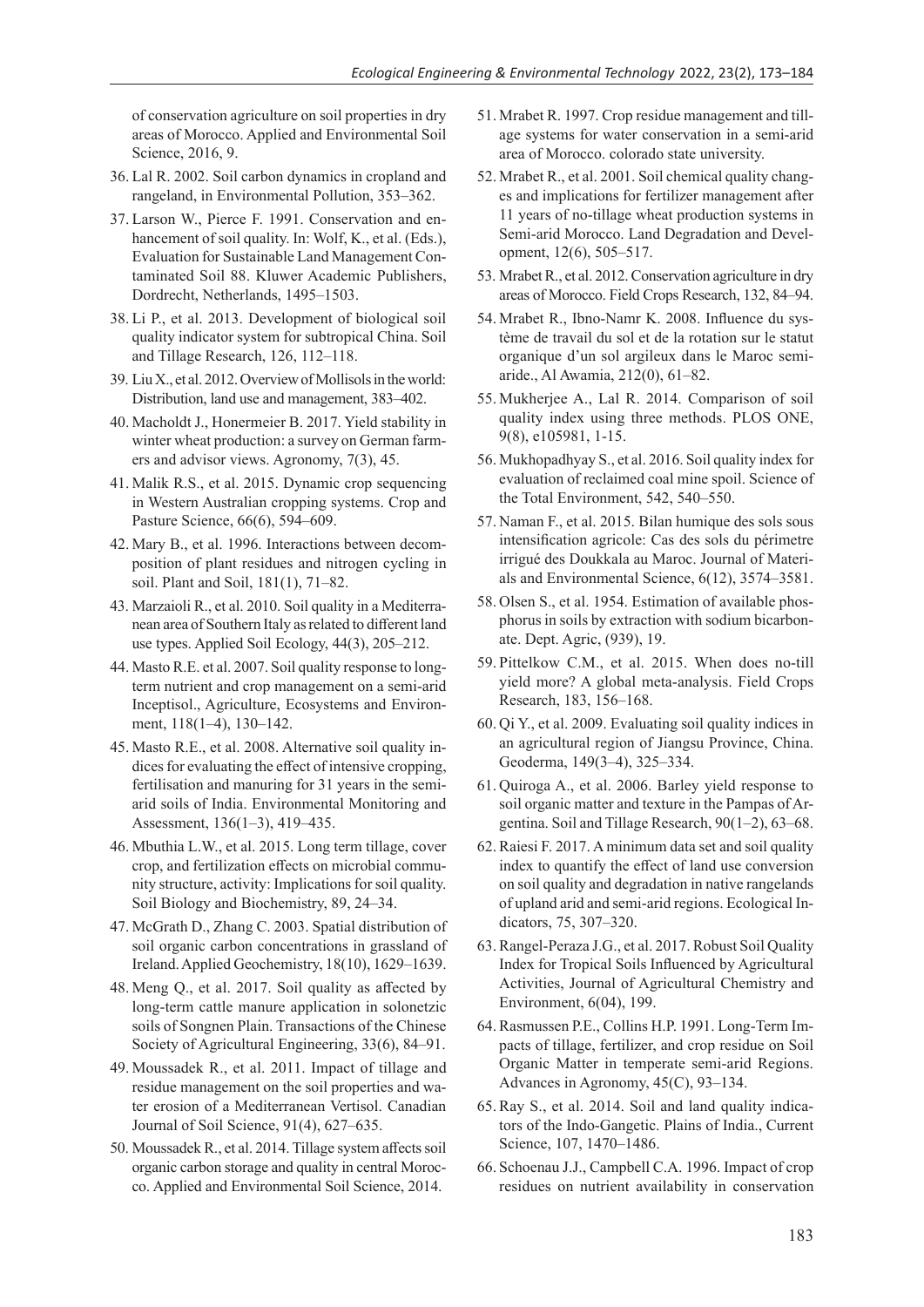of conservation agriculture on soil properties in dry areas of Morocco. Applied and Environmental Soil Science, 2016, 9.

36. Lal R. 2002. Soil carbon dynamics in cropland and rangeland, in Environmental Pollution, 353–362.
37. Larson W., Pierce F. 1991. Conservation and enhancement of soil quality. In: Wolf, K., et al. (Eds.), Evaluation for Sustainable Land Management Contaminated Soil 88. Kluwer Academic Publishers, Dordrecht, Netherlands, 1495–1503.
38. Li P., et al. 2013. Development of biological soil quality indicator system for subtropical China. Soil and Tillage Research, 126, 112–118.
39. Liu X., et al. 2012. Overview of Mollisols in the world: Distribution, land use and management, 383–402.
40. Macholdt J., Honermeier B. 2017. Yield stability in winter wheat production: a survey on German farmers and advisor views. Agronomy, 7(3), 45.
41. Malik R.S., et al. 2015. Dynamic crop sequencing in Western Australian cropping systems. Crop and Pasture Science, 66(6), 594–609.
42. Mary B., et al. 1996. Interactions between decomposition of plant residues and nitrogen cycling in soil. Plant and Soil, 181(1), 71–82.
43. Marzaioli R., et al. 2010. Soil quality in a Mediterranean area of Southern Italy as related to different land use types. Applied Soil Ecology, 44(3), 205–212.
44. Masto R.E. et al. 2007. Soil quality response to long-term nutrient and crop management on a semi-arid Inceptisol., Agriculture, Ecosystems and Environment, 118(1–4), 130–142.
45. Masto R.E., et al. 2008. Alternative soil quality indices for evaluating the effect of intensive cropping, fertilisation and manuring for 31 years in the semi-arid soils of India. Environmental Monitoring and Assessment, 136(1–3), 419–435.
46. Mbuthia L.W., et al. 2015. Long term tillage, cover crop, and fertilization effects on microbial community structure, activity: Implications for soil quality. Soil Biology and Biochemistry, 89, 24–34.
47. McGrath D., Zhang C. 2003. Spatial distribution of soil organic carbon concentrations in grassland of Ireland. Applied Geochemistry, 18(10), 1629–1639.
48. Meng Q., et al. 2017. Soil quality as affected by long-term cattle manure application in solonetzic soils of Songnen Plain. Transactions of the Chinese Society of Agricultural Engineering, 33(6), 84–91.
49. Moussadek R., et al. 2011. Impact of tillage and residue management on the soil properties and water erosion of a Mediterranean Vertisol. Canadian Journal of Soil Science, 91(4), 627–635.
50. Moussadek R., et al. 2014. Tillage system affects soil organic carbon storage and quality in central Morocco. Applied and Environmental Soil Science, 2014.
51. Mrabet R. 1997. Crop residue management and tillage systems for water conservation in a semi-arid area of Morocco. colorado state university.
52. Mrabet R., et al. 2001. Soil chemical quality changes and implications for fertilizer management after 11 years of no-tillage wheat production systems in Semi-arid Morocco. Land Degradation and Development, 12(6), 505–517.
53. Mrabet R., et al. 2012. Conservation agriculture in dry areas of Morocco. Field Crops Research, 132, 84–94.
54. Mrabet R., Ibno-Namr K. 2008. Influence du système de travail du sol et de la rotation sur le statut organique d'un sol argileux dans le Maroc semi-aride., Al Awamia, 212(0), 61–82.
55. Mukherjee A., Lal R. 2014. Comparison of soil quality index using three methods. PLOS ONE, 9(8), e105981, 1-15.
56. Mukhopadhyay S., et al. 2016. Soil quality index for evaluation of reclaimed coal mine spoil. Science of the Total Environment, 542, 540–550.
57. Naman F., et al. 2015. Bilan humique des sols sous intensification agricole: Cas des sols du périmetre irrigué des Doukkala au Maroc. Journal of Materials and Environmental Science, 6(12), 3574–3581.
58. Olsen S., et al. 1954. Estimation of available phosphorus in soils by extraction with sodium bicarbonate. Dept. Agric, (939), 19.
59. Pittelkow C.M., et al. 2015. When does no-till yield more? A global meta-analysis. Field Crops Research, 183, 156–168.
60. Qi Y., et al. 2009. Evaluating soil quality indices in an agricultural region of Jiangsu Province, China. Geoderma, 149(3–4), 325–334.
61. Quiroga A., et al. 2006. Barley yield response to soil organic matter and texture in the Pampas of Argentina. Soil and Tillage Research, 90(1–2), 63–68.
62. Raiesi F. 2017. A minimum data set and soil quality index to quantify the effect of land use conversion on soil quality and degradation in native rangelands of upland arid and semi-arid regions. Ecological Indicators, 75, 307–320.
63. Rangel-Peraza J.G., et al. 2017. Robust Soil Quality Index for Tropical Soils Influenced by Agricultural Activities, Journal of Agricultural Chemistry and Environment, 6(04), 199.
64. Rasmussen P.E., Collins H.P. 1991. Long-Term Impacts of tillage, fertilizer, and crop residue on Soil Organic Matter in temperate semi-arid Regions. Advances in Agronomy, 45(C), 93–134.
65. Ray S., et al. 2014. Soil and land quality indicators of the Indo-Gangetic. Plains of India., Current Science, 107, 1470–1486.
66. Schoenau J.J., Campbell C.A. 1996. Impact of crop residues on nutrient availability in conservation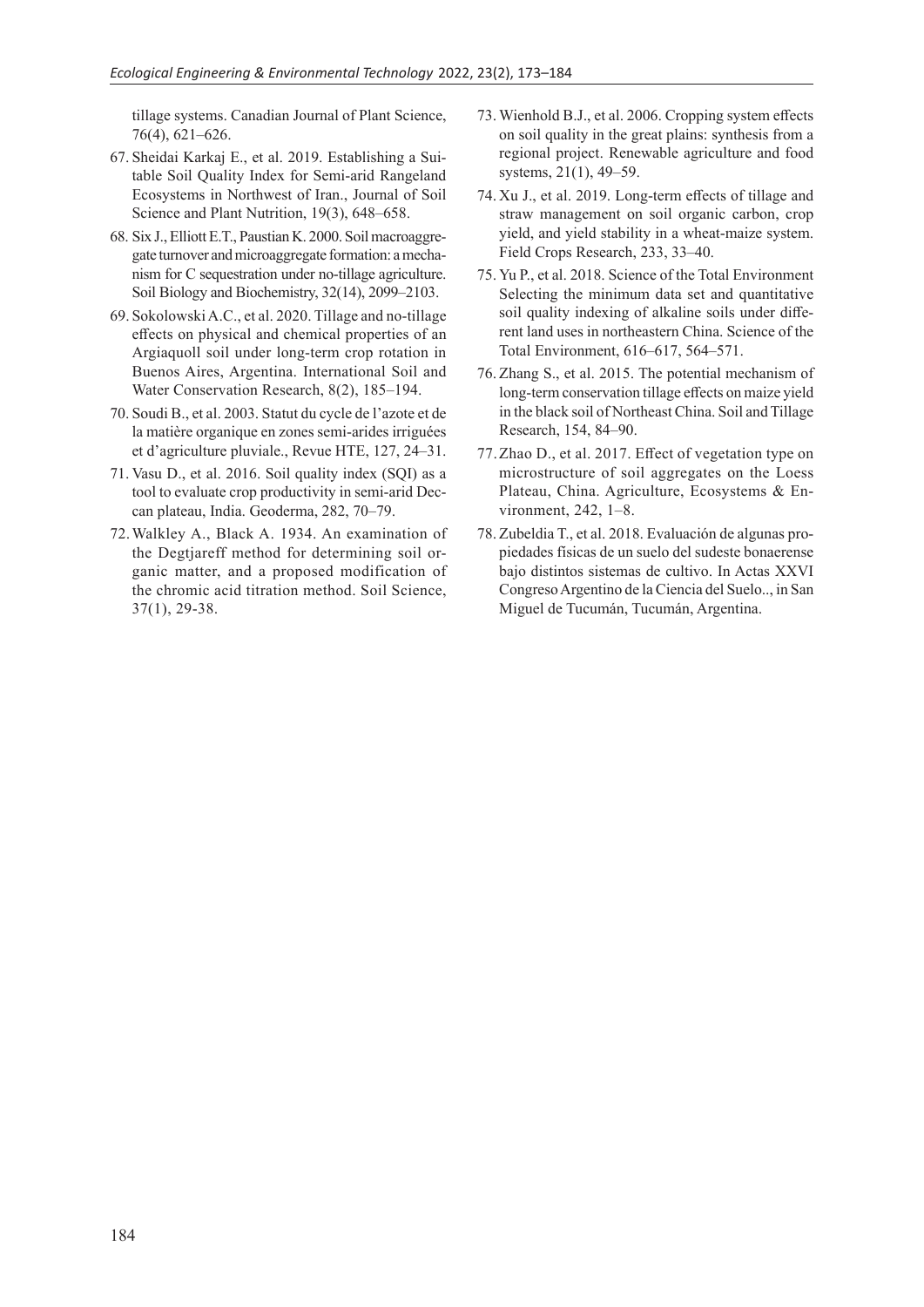tillage systems. Canadian Journal of Plant Science, 76(4), 621–626.

67. Sheidai Karkaj E., et al. 2019. Establishing a Suitable Soil Quality Index for Semi-arid Rangeland Ecosystems in Northwest of Iran., Journal of Soil Science and Plant Nutrition, 19(3), 648–658.
68. Six J., Elliott E.T., Paustian K. 2000. Soil macroaggregate turnover and microaggregate formation: a mechanism for C sequestration under no-tillage agriculture. Soil Biology and Biochemistry, 32(14), 2099–2103.
69. Sokolowski A.C., et al. 2020. Tillage and no-tillage effects on physical and chemical properties of an Argiaquoll soil under long-term crop rotation in Buenos Aires, Argentina. International Soil and Water Conservation Research, 8(2), 185–194.
70. Soudi B., et al. 2003. Statut du cycle de l'azote et de la matière organique en zones semi-arides irriguées et d'agriculture pluviale., Revue HTE, 127, 24–31.
71. Vasu D., et al. 2016. Soil quality index (SQI) as a tool to evaluate crop productivity in semi-arid Deccan plateau, India. Geoderma, 282, 70–79.
72. Walkley A., Black A. 1934. An examination of the Degtjareff method for determining soil organic matter, and a proposed modification of the chromic acid titration method. Soil Science, 37(1), 29-38.
73. Wienhold B.J., et al. 2006. Cropping system effects on soil quality in the great plains: synthesis from a regional project. Renewable agriculture and food systems, 21(1), 49–59.
74. Xu J., et al. 2019. Long-term effects of tillage and straw management on soil organic carbon, crop yield, and yield stability in a wheat-maize system. Field Crops Research, 233, 33–40.
75. Yu P., et al. 2018. Science of the Total Environment Selecting the minimum data set and quantitative soil quality indexing of alkaline soils under different land uses in northeastern China. Science of the Total Environment, 616–617, 564–571.
76. Zhang S., et al. 2015. The potential mechanism of long-term conservation tillage effects on maize yield in the black soil of Northeast China. Soil and Tillage Research, 154, 84–90.
77. Zhao D., et al. 2017. Effect of vegetation type on microstructure of soil aggregates on the Loess Plateau, China. Agriculture, Ecosystems & Environment, 242, 1–8.
78. Zubeldia T., et al. 2018. Evaluación de algunas propiedades físicas de un suelo del sudeste bonaerense bajo distintos sistemas de cultivo. In Actas XXVI Congreso Argentino de la Ciencia del Suelo.., in San Miguel de Tucumán, Tucumán, Argentina.